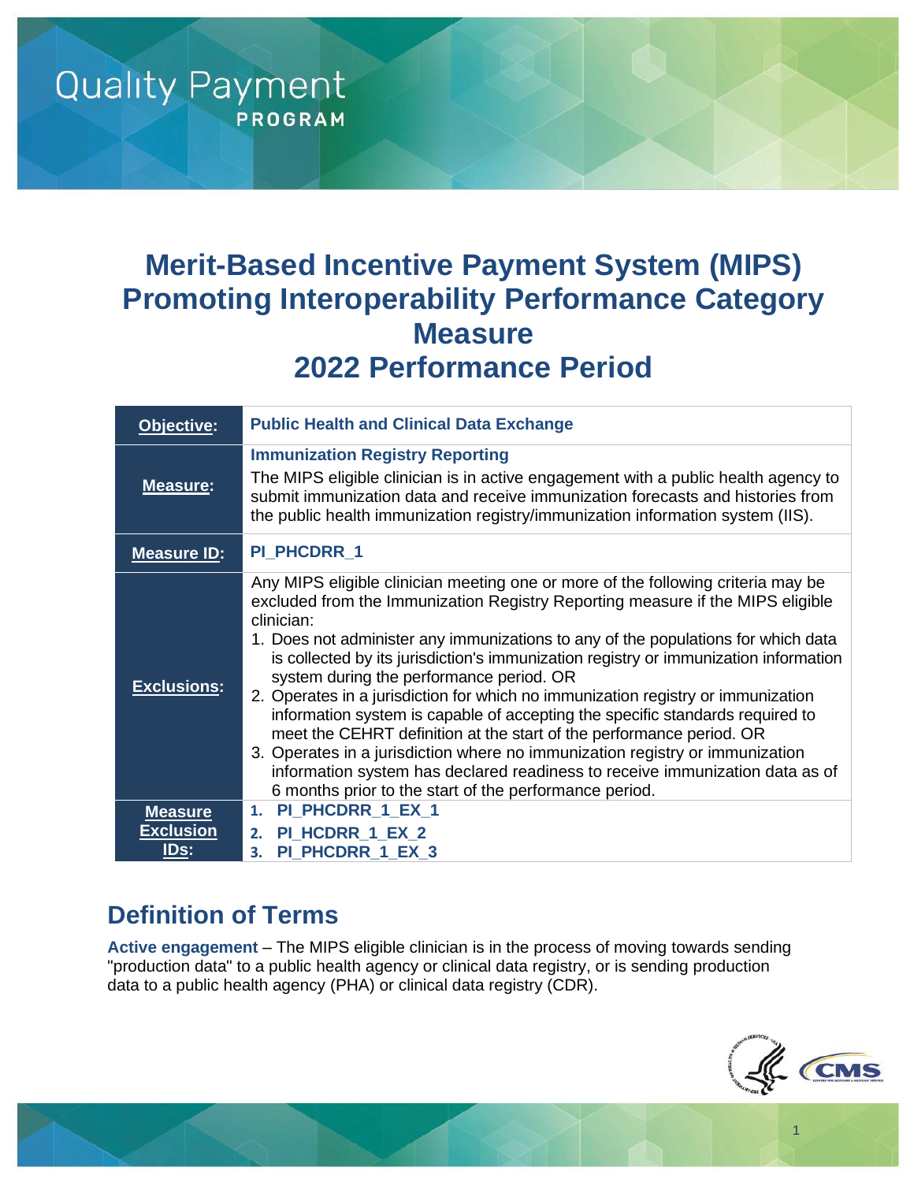Quality Payment PROGRAM

# Merit-Based Incentive Payment System (MIPS) Promoting Interoperability Performance Category Measure 2022 Performance Period

| **Objective:** | **Public Health and Clinical Data Exchange** |
|---|---|
| **Measure:** | **Immunization Registry Reporting**<br>The MIPS eligible clinician is in active engagement with a public health agency to submit immunization data and receive immunization forecasts and histories from the public health immunization registry/immunization information system (IIS). |
| **Measure ID:** | **PI_PHCDRR_1** |
| **Exclusions:** | Any MIPS eligible clinician meeting one or more of the following criteria may be excluded from the Immunization Registry Reporting measure if the MIPS eligible clinician:<br>1. Does not administer any immunizations to any of the populations for which data is collected by its jurisdiction's immunization registry or immunization information system during the performance period. OR<br>2. Operates in a jurisdiction for which no immunization registry or immunization information system is capable of accepting the specific standards required to meet the CEHRT definition at the start of the performance period. OR<br>3. Operates in a jurisdiction where no immunization registry or immunization information system has declared readiness to receive immunization data as of 6 months prior to the start of the performance period. |
| **Measure Exclusion IDs:** | 1. **PI_PHCDRR_1_EX_1**<br>2. **PI_HCDRR_1_EX_2**<br>3. **PI_PHCDRR_1_EX_3** |

## Definition of Terms

**Active engagement** – The MIPS eligible clinician is in the process of moving towards sending "production data" to a public health agency or clinical data registry, or is sending production data to a public health agency (PHA) or clinical data registry (CDR).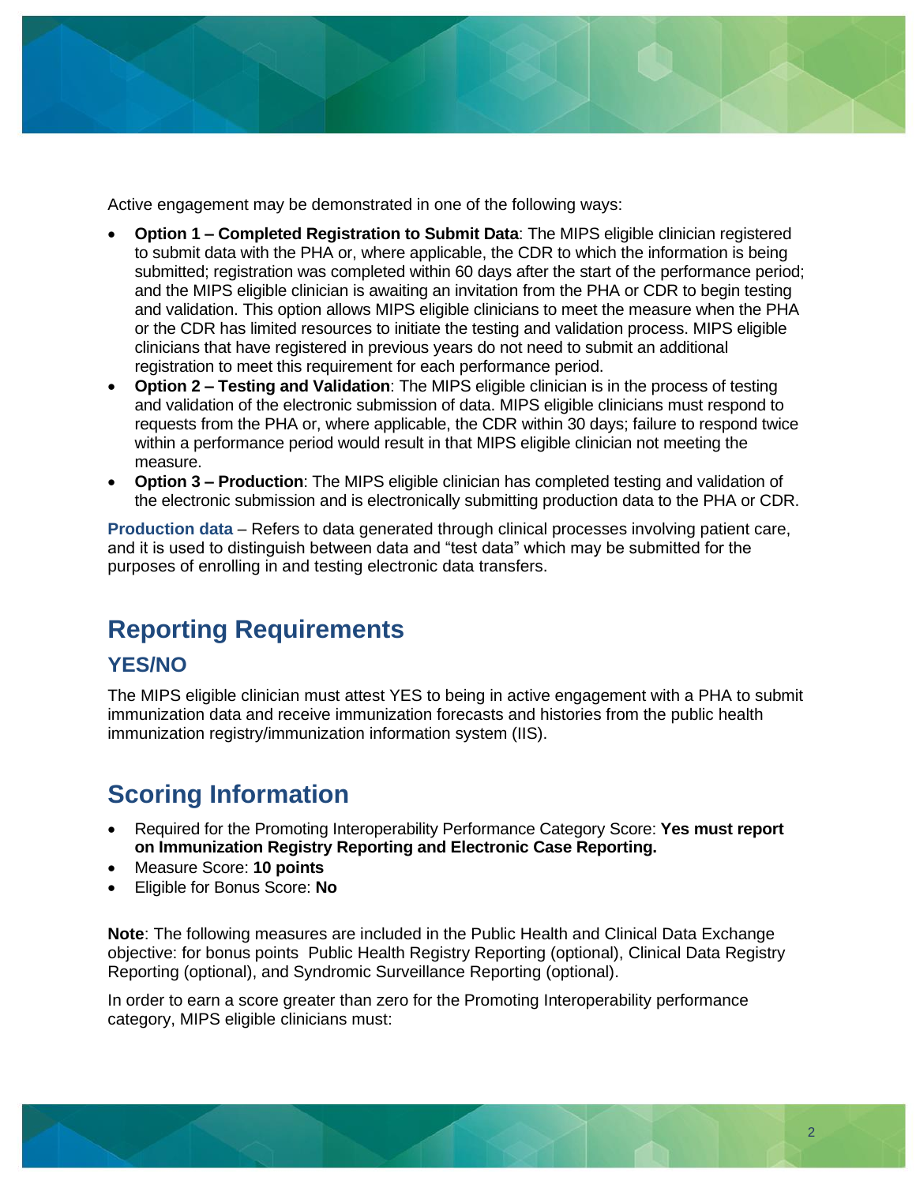Active engagement may be demonstrated in one of the following ways:

- **Option 1 – Completed Registration to Submit Data**: The MIPS eligible clinician registered to submit data with the PHA or, where applicable, the CDR to which the information is being submitted; registration was completed within 60 days after the start of the performance period; and the MIPS eligible clinician is awaiting an invitation from the PHA or CDR to begin testing and validation. This option allows MIPS eligible clinicians to meet the measure when the PHA or the CDR has limited resources to initiate the testing and validation process. MIPS eligible clinicians that have registered in previous years do not need to submit an additional registration to meet this requirement for each performance period.
- **Option 2 – Testing and Validation**: The MIPS eligible clinician is in the process of testing and validation of the electronic submission of data. MIPS eligible clinicians must respond to requests from the PHA or, where applicable, the CDR within 30 days; failure to respond twice within a performance period would result in that MIPS eligible clinician not meeting the measure.
- **Option 3 – Production**: The MIPS eligible clinician has completed testing and validation of the electronic submission and is electronically submitting production data to the PHA or CDR.

**Production data** – Refers to data generated through clinical processes involving patient care, and it is used to distinguish between data and "test data" which may be submitted for the purposes of enrolling in and testing electronic data transfers.

## Reporting Requirements

### YES/NO

The MIPS eligible clinician must attest YES to being in active engagement with a PHA to submit immunization data and receive immunization forecasts and histories from the public health immunization registry/immunization information system (IIS).

## Scoring Information

- Required for the Promoting Interoperability Performance Category Score: **Yes must report on Immunization Registry Reporting and Electronic Case Reporting.**
- Measure Score: **10 points**
- Eligible for Bonus Score: **No**

**Note**: The following measures are included in the Public Health and Clinical Data Exchange objective: for bonus points Public Health Registry Reporting (optional), Clinical Data Registry Reporting (optional), and Syndromic Surveillance Reporting (optional).

In order to earn a score greater than zero for the Promoting Interoperability performance category, MIPS eligible clinicians must: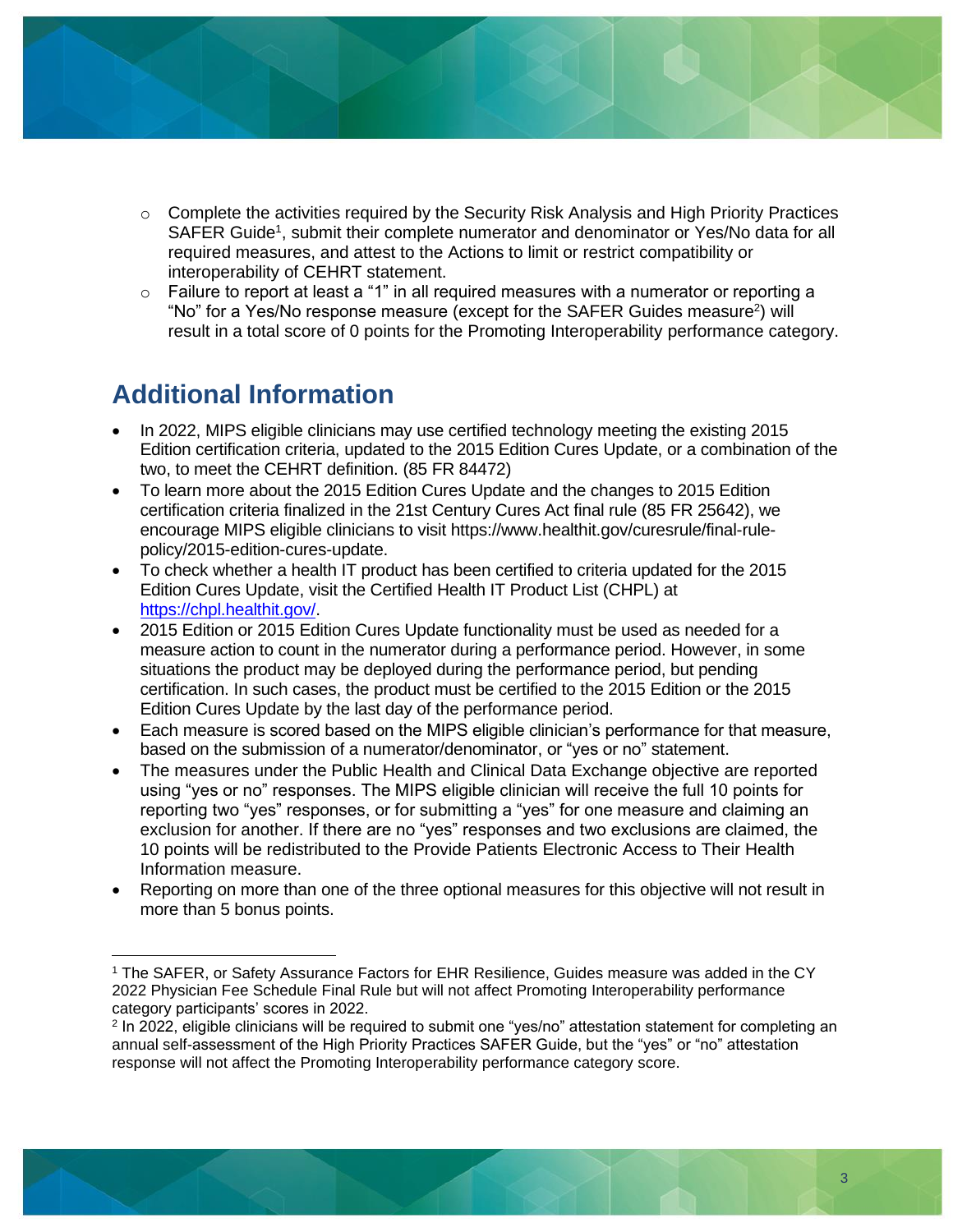- Complete the activities required by the Security Risk Analysis and High Priority Practices SAFER Guide[1], submit their complete numerator and denominator or Yes/No data for all required measures, and attest to the Actions to limit or restrict compatibility or interoperability of CEHRT statement.
  - Failure to report at least a "1" in all required measures with a numerator or reporting a "No" for a Yes/No response measure (except for the SAFER Guides measure[2]) will result in a total score of 0 points for the Promoting Interoperability performance category.

## Additional Information

- In 2022, MIPS eligible clinicians may use certified technology meeting the existing 2015 Edition certification criteria, updated to the 2015 Edition Cures Update, or a combination of the two, to meet the CEHRT definition. (85 FR 84472)
- To learn more about the 2015 Edition Cures Update and the changes to 2015 Edition certification criteria finalized in the 21st Century Cures Act final rule (85 FR 25642), we encourage MIPS eligible clinicians to visit https://www.healthit.gov/curesrule/final-rule-policy/2015-edition-cures-update.
- To check whether a health IT product has been certified to criteria updated for the 2015 Edition Cures Update, visit the Certified Health IT Product List (CHPL) at [https://chpl.healthit.gov/](https://chpl.healthit.gov/).
- 2015 Edition or 2015 Edition Cures Update functionality must be used as needed for a measure action to count in the numerator during a performance period. However, in some situations the product may be deployed during the performance period, but pending certification. In such cases, the product must be certified to the 2015 Edition or the 2015 Edition Cures Update by the last day of the performance period.
- Each measure is scored based on the MIPS eligible clinician's performance for that measure, based on the submission of a numerator/denominator, or "yes or no" statement.
- The measures under the Public Health and Clinical Data Exchange objective are reported using "yes or no" responses. The MIPS eligible clinician will receive the full 10 points for reporting two "yes" responses, or for submitting a "yes" for one measure and claiming an exclusion for another. If there are no "yes" responses and two exclusions are claimed, the 10 points will be redistributed to the Provide Patients Electronic Access to Their Health Information measure.
- Reporting on more than one of the three optional measures for this objective will not result in more than 5 bonus points.

---

[1] The SAFER, or Safety Assurance Factors for EHR Resilience, Guides measure was added in the CY 2022 Physician Fee Schedule Final Rule but will not affect Promoting Interoperability performance category participants' scores in 2022.

[2] In 2022, eligible clinicians will be required to submit one "yes/no" attestation statement for completing an annual self-assessment of the High Priority Practices SAFER Guide, but the "yes" or "no" attestation response will not affect the Promoting Interoperability performance category score.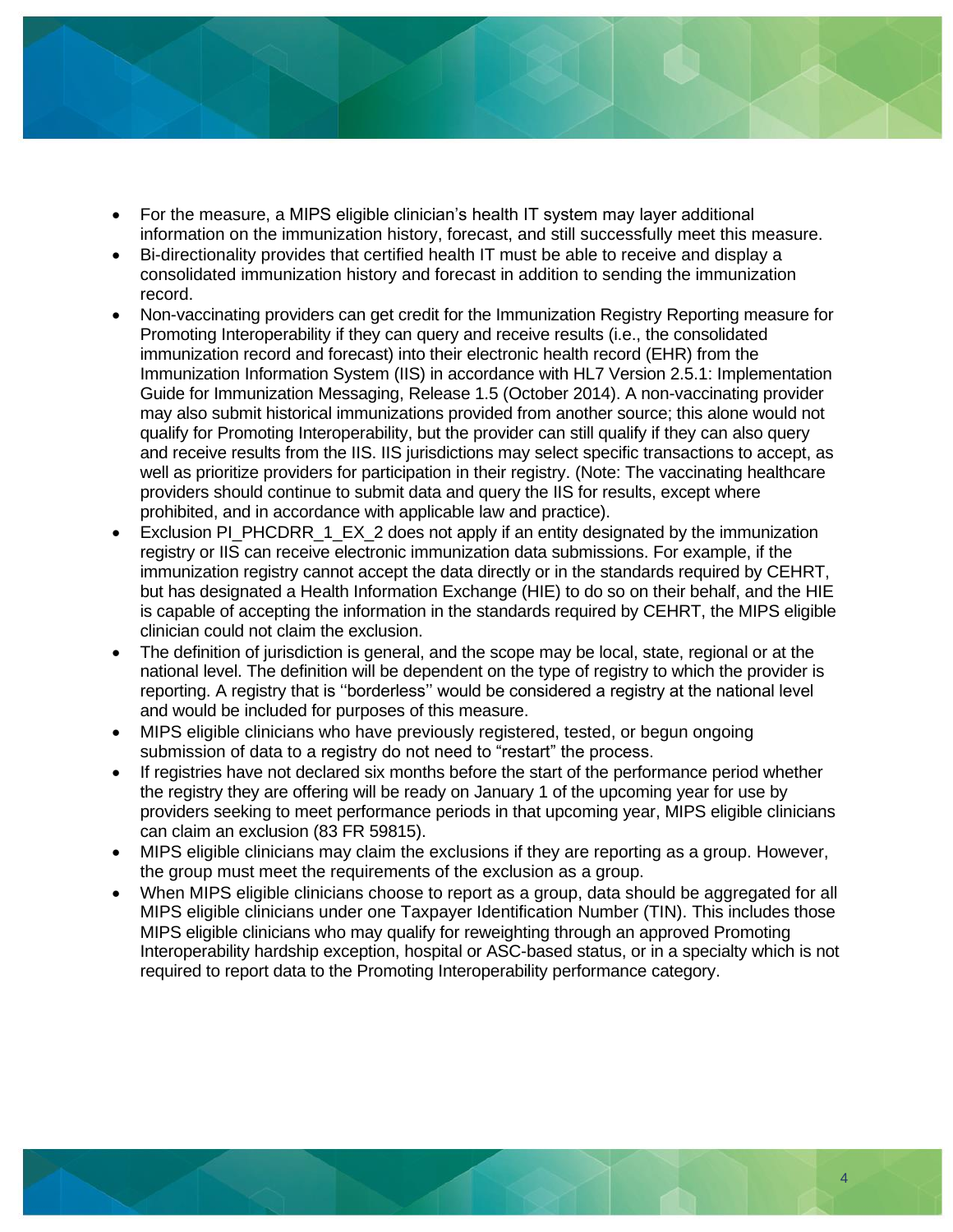- For the measure, a MIPS eligible clinician's health IT system may layer additional information on the immunization history, forecast, and still successfully meet this measure.
- Bi-directionality provides that certified health IT must be able to receive and display a consolidated immunization history and forecast in addition to sending the immunization record.
- Non-vaccinating providers can get credit for the Immunization Registry Reporting measure for Promoting Interoperability if they can query and receive results (i.e., the consolidated immunization record and forecast) into their electronic health record (EHR) from the Immunization Information System (IIS) in accordance with HL7 Version 2.5.1: Implementation Guide for Immunization Messaging, Release 1.5 (October 2014). A non-vaccinating provider may also submit historical immunizations provided from another source; this alone would not qualify for Promoting Interoperability, but the provider can still qualify if they can also query and receive results from the IIS. IIS jurisdictions may select specific transactions to accept, as well as prioritize providers for participation in their registry. (Note: The vaccinating healthcare providers should continue to submit data and query the IIS for results, except where prohibited, and in accordance with applicable law and practice).
- Exclusion PI_PHCDRR_1_EX_2 does not apply if an entity designated by the immunization registry or IIS can receive electronic immunization data submissions. For example, if the immunization registry cannot accept the data directly or in the standards required by CEHRT, but has designated a Health Information Exchange (HIE) to do so on their behalf, and the HIE is capable of accepting the information in the standards required by CEHRT, the MIPS eligible clinician could not claim the exclusion.
- The definition of jurisdiction is general, and the scope may be local, state, regional or at the national level. The definition will be dependent on the type of registry to which the provider is reporting. A registry that is ''borderless'' would be considered a registry at the national level and would be included for purposes of this measure.
- MIPS eligible clinicians who have previously registered, tested, or begun ongoing submission of data to a registry do not need to "restart" the process.
- If registries have not declared six months before the start of the performance period whether the registry they are offering will be ready on January 1 of the upcoming year for use by providers seeking to meet performance periods in that upcoming year, MIPS eligible clinicians can claim an exclusion (83 FR 59815).
- MIPS eligible clinicians may claim the exclusions if they are reporting as a group. However, the group must meet the requirements of the exclusion as a group.
- When MIPS eligible clinicians choose to report as a group, data should be aggregated for all MIPS eligible clinicians under one Taxpayer Identification Number (TIN). This includes those MIPS eligible clinicians who may qualify for reweighting through an approved Promoting Interoperability hardship exception, hospital or ASC-based status, or in a specialty which is not required to report data to the Promoting Interoperability performance category.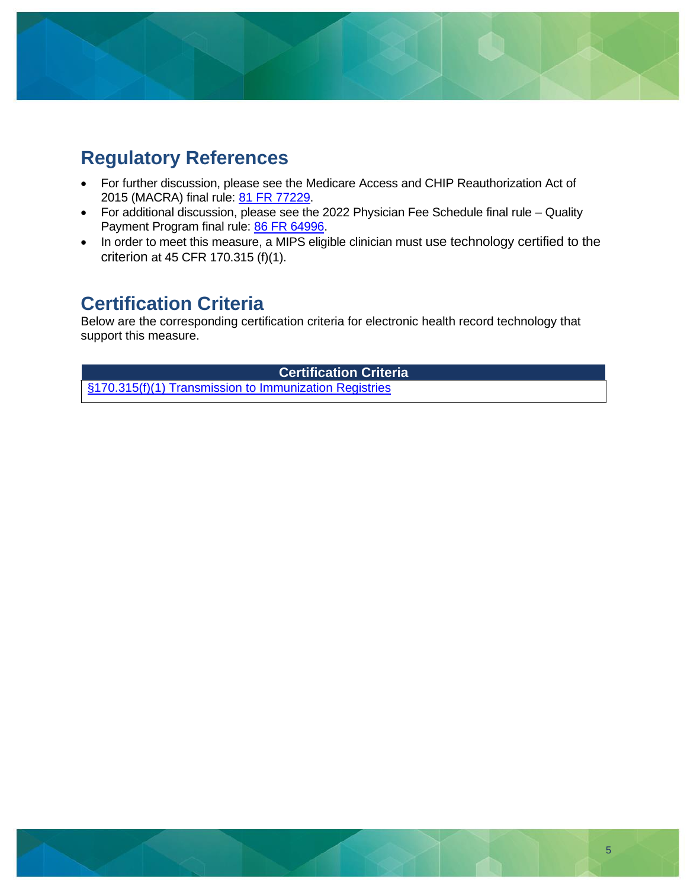## Regulatory References

- For further discussion, please see the Medicare Access and CHIP Reauthorization Act of 2015 (MACRA) final rule: 81 FR 77229.
- For additional discussion, please see the 2022 Physician Fee Schedule final rule – Quality Payment Program final rule: 86 FR 64996.
- In order to meet this measure, a MIPS eligible clinician must use technology certified to the criterion at 45 CFR 170.315 (f)(1).

## Certification Criteria

Below are the corresponding certification criteria for electronic health record technology that support this measure.

| Certification Criteria |
|---|
| §170.315(f)(1) Transmission to Immunization Registries |